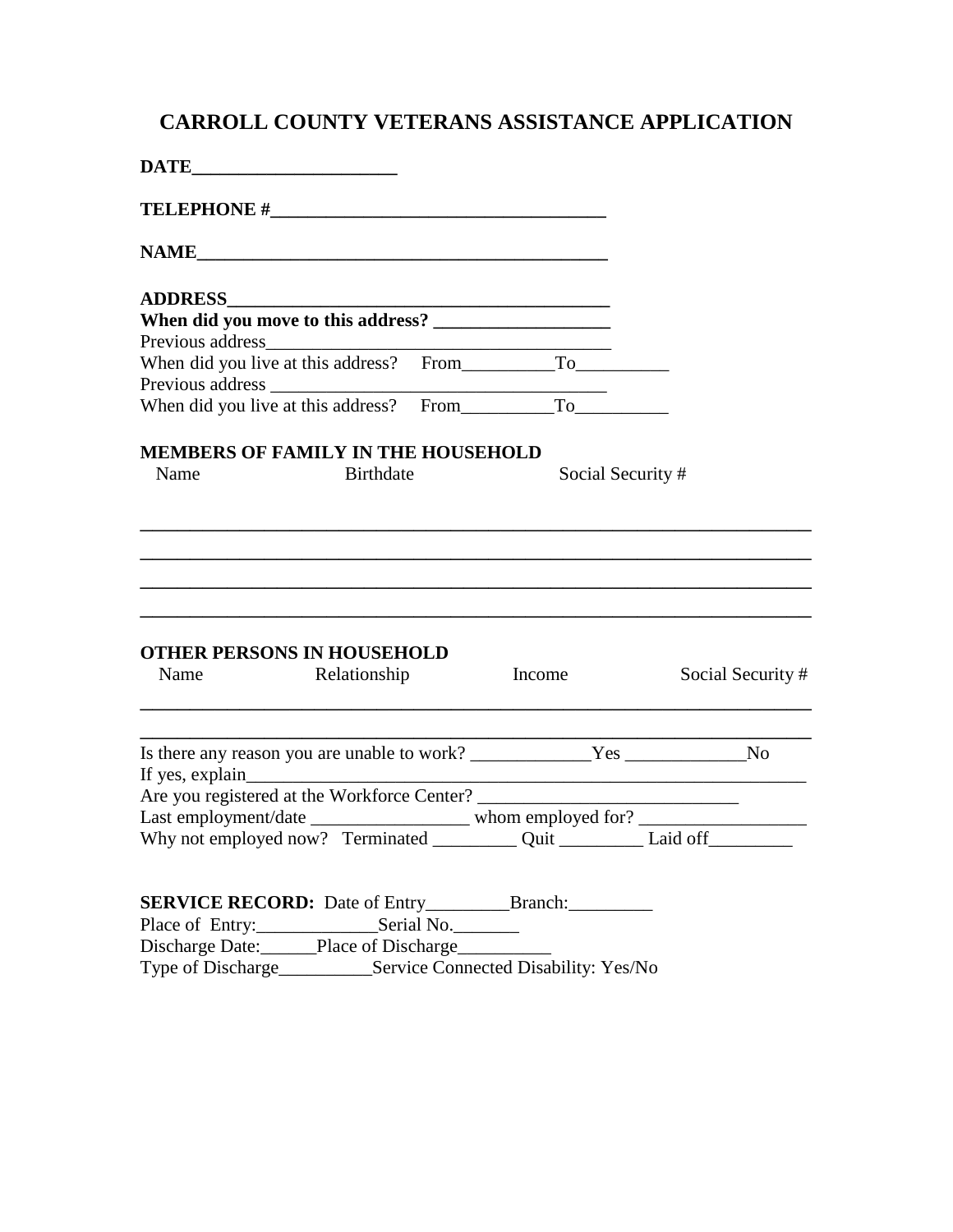# CARROLL COUNTY VETERANS ASSISTANCE APPLICATION

**DATE**______________________

**TELEPHONE #**____________________________________

**NAME**____________________________________________

**ADDRESS**__________________________________________

**When did you move to this address?** __________________

Previous address____________________________________

When did you live at this address? From__________To__________

Previous address ___________________________________

When did you live at this address? From__________To__________

**MEMBERS OF FAMILY IN THE HOUSEHOLD**

| Name | Birthdate | Social Security # |
|---|---|---|
| | | |
| | | |
| | | |
| | | |

**OTHER PERSONS IN HOUSEHOLD**

| Name | Relationship | Income | Social Security # |
|---|---|---|---|
| | | | |
| | | | |

Is there any reason you are unable to work? _____________Yes _____________No

If yes, explain______________________________________________________________

Are you registered at the Workforce Center? ____________________________

Last employment/date _________________ whom employed for? __________________

Why not employed now? Terminated _________ Quit _________ Laid off_________

**SERVICE RECORD:** Date of Entry_________Branch:_________

Place of Entry:_____________Serial No._______

Discharge Date:______Place of Discharge__________

Type of Discharge__________Service Connected Disability: Yes/No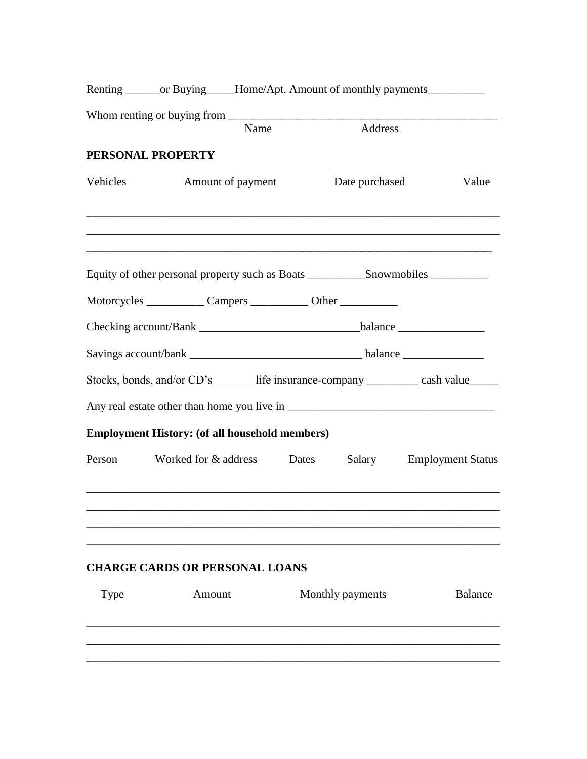Renting ______or Buying_____Home/Apt. Amount of monthly payments__________

Whom renting or buying from ______________________________________________
Name Address

**PERSONAL PROPERTY**

| Vehicles | Amount of payment | Date purchased | Value |
| --- | --- | --- | --- |
| | | | |
| | | | |
| | | | |

Equity of other personal property such as Boats __________Snowmobiles __________

Motorcycles __________ Campers __________ Other __________

Checking account/Bank ___________________________balance _______________

Savings account/bank ______________________________ balance ______________

Stocks, bonds, and/or CD's_______ life insurance-company _________ cash value_____

Any real estate other than home you live in ___________________________________

**Employment History: (of all household members)**

| Person | Worked for & address | Dates | Salary | Employment Status |
| --- | --- | --- | --- | --- |
| | | | | |
| | | | | |
| | | | | |
| | | | | |

**CHARGE CARDS OR PERSONAL LOANS**

| Type | Amount | Monthly payments | Balance |
| --- | --- | --- | --- |
| | | | |
| | | | |
| | | | |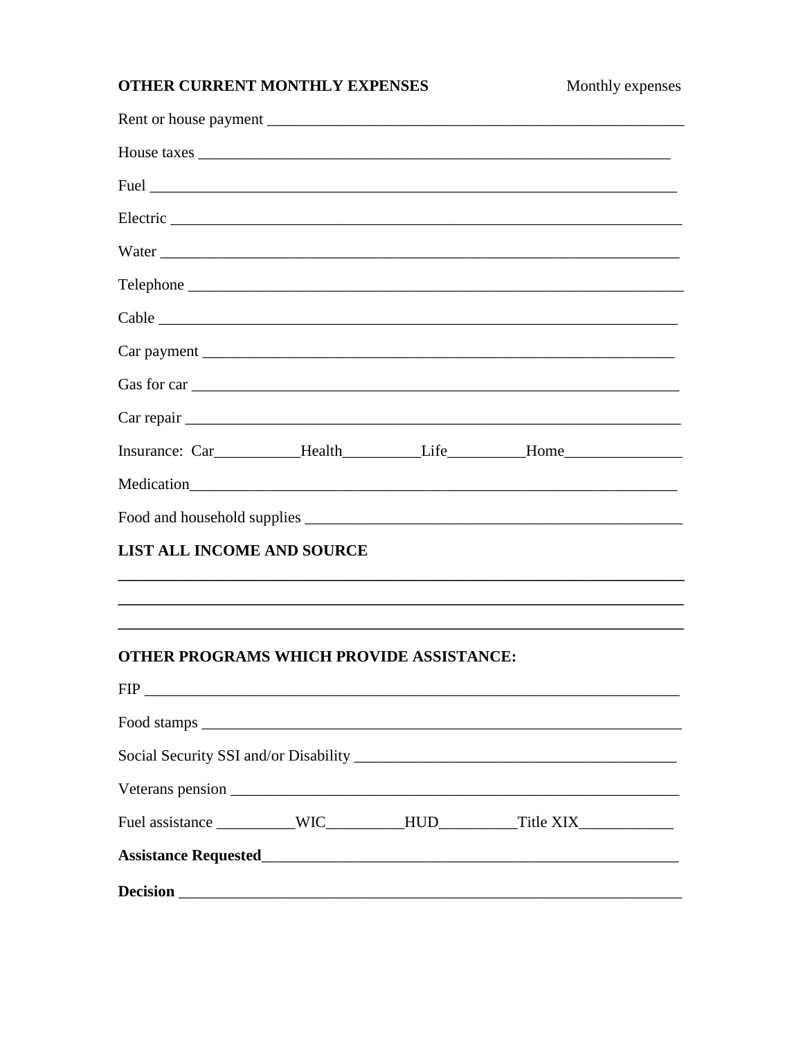**OTHER CURRENT MONTHLY EXPENSES** Monthly expenses

Rent or house payment ______________________________________________________

House taxes ______________________________________________________________

Fuel ___________________________________________________________________

Electric _________________________________________________________________

Water __________________________________________________________________

Telephone _______________________________________________________________

Cable __________________________________________________________________

Car payment _____________________________________________________________

Gas for car ______________________________________________________________

Car repair _______________________________________________________________

Insurance: Car___________Health__________Life__________Home_______________

Medication_______________________________________________________________

Food and household supplies _______________________________________________

**LIST ALL INCOME AND SOURCE**

___________________________________________________________________________

___________________________________________________________________________

___________________________________________________________________________

**OTHER PROGRAMS WHICH PROVIDE ASSISTANCE:**

FIP ____________________________________________________________________

Food stamps ______________________________________________________________

Social Security SSI and/or Disability __________________________________________

Veterans pension __________________________________________________________

Fuel assistance __________WIC__________HUD__________Title XIX____________

**Assistance Requested**____________________________________________________

**Decision** _______________________________________________________________